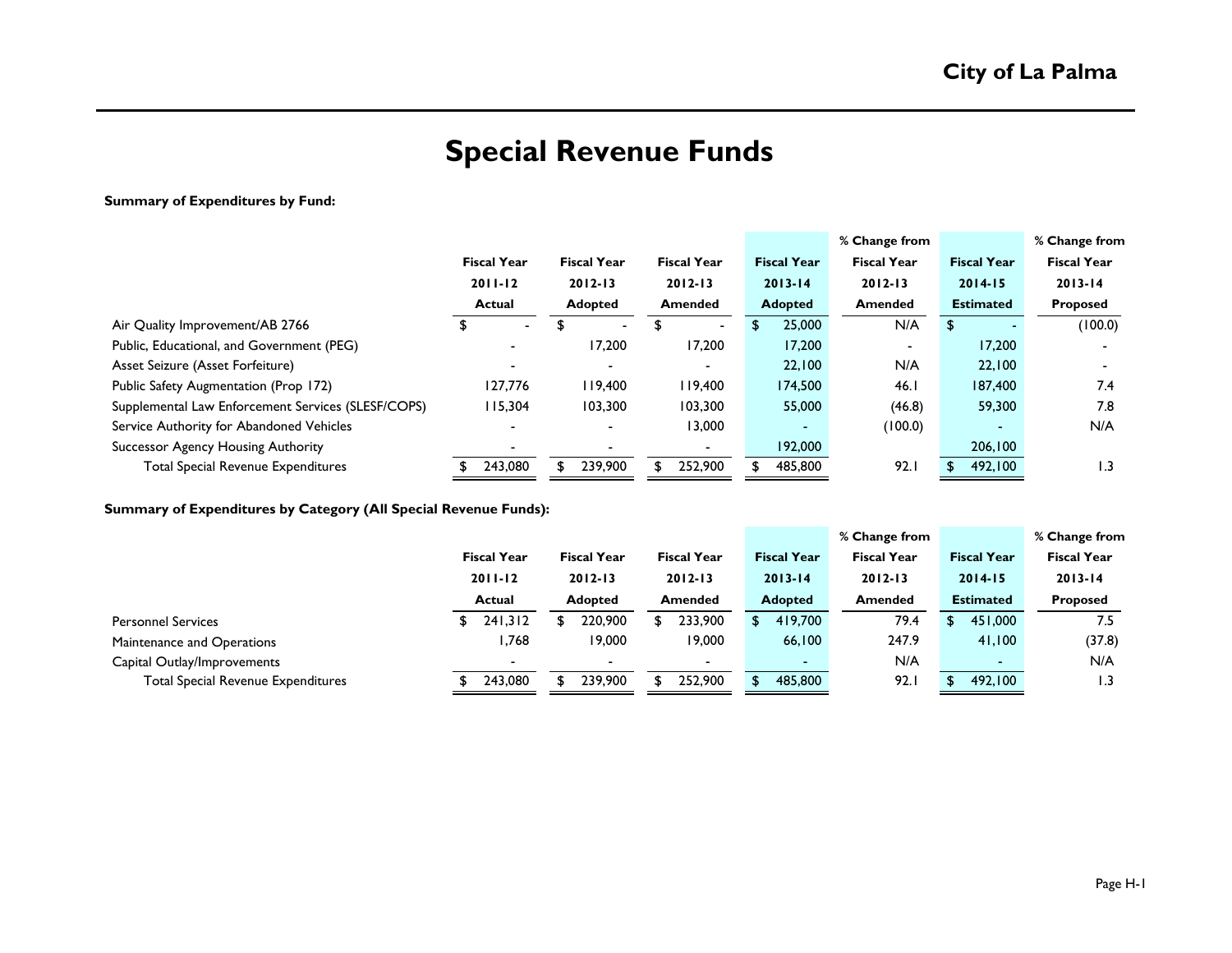# Special Revenue Funds

**Summary of Expenditures by Fund:**

| | Fiscal Year 2011-12 Actual | Fiscal Year 2012-13 Adopted | Fiscal Year 2012-13 Amended | Fiscal Year 2013-14 Adopted | % Change from Fiscal Year 2012-13 Amended | Fiscal Year 2014-15 Estimated | % Change from Fiscal Year 2013-14 Proposed |
|---|---|---|---|---|---|---|---|
| Air Quality Improvement/AB 2766 | $ - | $ - | $ - | $ 25,000 | N/A | $ - | (100.0) |
| Public, Educational, and Government (PEG) | - | 17,200 | 17,200 | 17,200 | - | 17,200 | - |
| Asset Seizure (Asset Forfeiture) | - | - | - | 22,100 | N/A | 22,100 | - |
| Public Safety Augmentation (Prop 172) | 127,776 | 119,400 | 119,400 | 174,500 | 46.1 | 187,400 | 7.4 |
| Supplemental Law Enforcement Services (SLESF/COPS) | 115,304 | 103,300 | 103,300 | 55,000 | (46.8) | 59,300 | 7.8 |
| Service Authority for Abandoned Vehicles | - | - | 13,000 | - | (100.0) | - | N/A |
| Successor Agency Housing Authority | - | - | - | 192,000 | | 206,100 | |
| Total Special Revenue Expenditures | $ 243,080 | $ 239,900 | $ 252,900 | $ 485,800 | 92.1 | $ 492,100 | 1.3 |

**Summary of Expenditures by Category (All Special Revenue Funds):**

| | Fiscal Year 2011-12 Actual | Fiscal Year 2012-13 Adopted | Fiscal Year 2012-13 Amended | Fiscal Year 2013-14 Adopted | % Change from Fiscal Year 2012-13 Amended | Fiscal Year 2014-15 Estimated | % Change from Fiscal Year 2013-14 Proposed |
|---|---|---|---|---|---|---|---|
| Personnel Services | $ 241,312 | $ 220,900 | $ 233,900 | $ 419,700 | 79.4 | $ 451,000 | 7.5 |
| Maintenance and Operations | 1,768 | 19,000 | 19,000 | 66,100 | 247.9 | 41,100 | (37.8) |
| Capital Outlay/Improvements | - | - | - | - | N/A | - | N/A |
| Total Special Revenue Expenditures | $ 243,080 | $ 239,900 | $ 252,900 | $ 485,800 | 92.1 | $ 492,100 | 1.3 |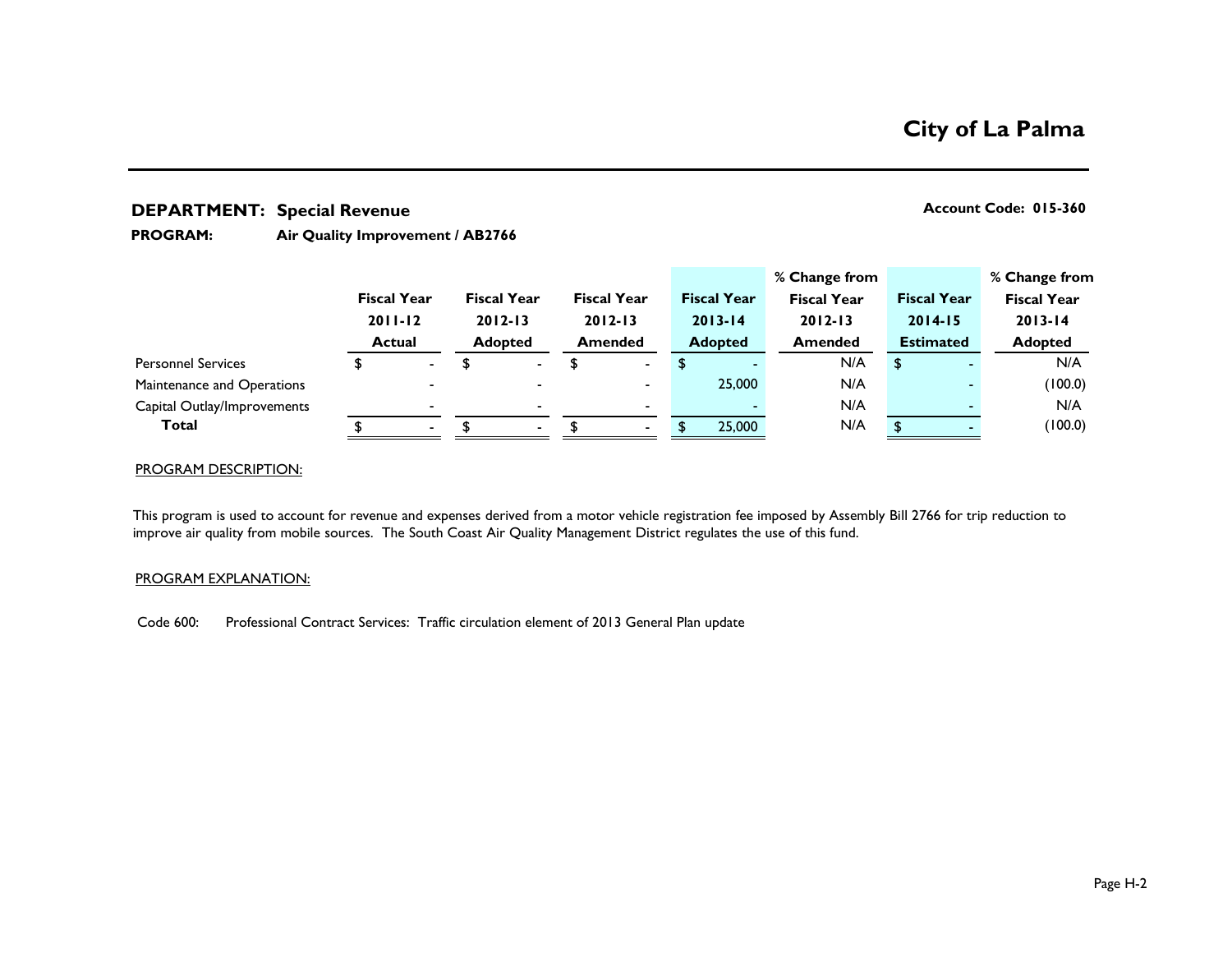# City of La Palma

## DEPARTMENT: Special Revenue

**Account Code: 015-360**

**PROGRAM:** Air Quality Improvement / AB2766

| | Fiscal Year 2011-12 Actual | Fiscal Year 2012-13 Adopted | Fiscal Year 2012-13 Amended | Fiscal Year 2013-14 Adopted | % Change from Fiscal Year 2012-13 Amended | Fiscal Year 2014-15 Estimated | % Change from Fiscal Year 2013-14 Adopted |
|---|---|---|---|---|---|---|---|
| Personnel Services | $ - | $ - | $ - | $ - | N/A | $ - | N/A |
| Maintenance and Operations | - | - | - | 25,000 | N/A | - | (100.0) |
| Capital Outlay/Improvements | - | - | - | - | N/A | - | N/A |
| **Total** | $ - | $ - | $ - | $ 25,000 | N/A | $ - | (100.0) |

PROGRAM DESCRIPTION:

This program is used to account for revenue and expenses derived from a motor vehicle registration fee imposed by Assembly Bill 2766 for trip reduction to improve air quality from mobile sources. The South Coast Air Quality Management District regulates the use of this fund.

PROGRAM EXPLANATION:

Code 600: Professional Contract Services: Traffic circulation element of 2013 General Plan update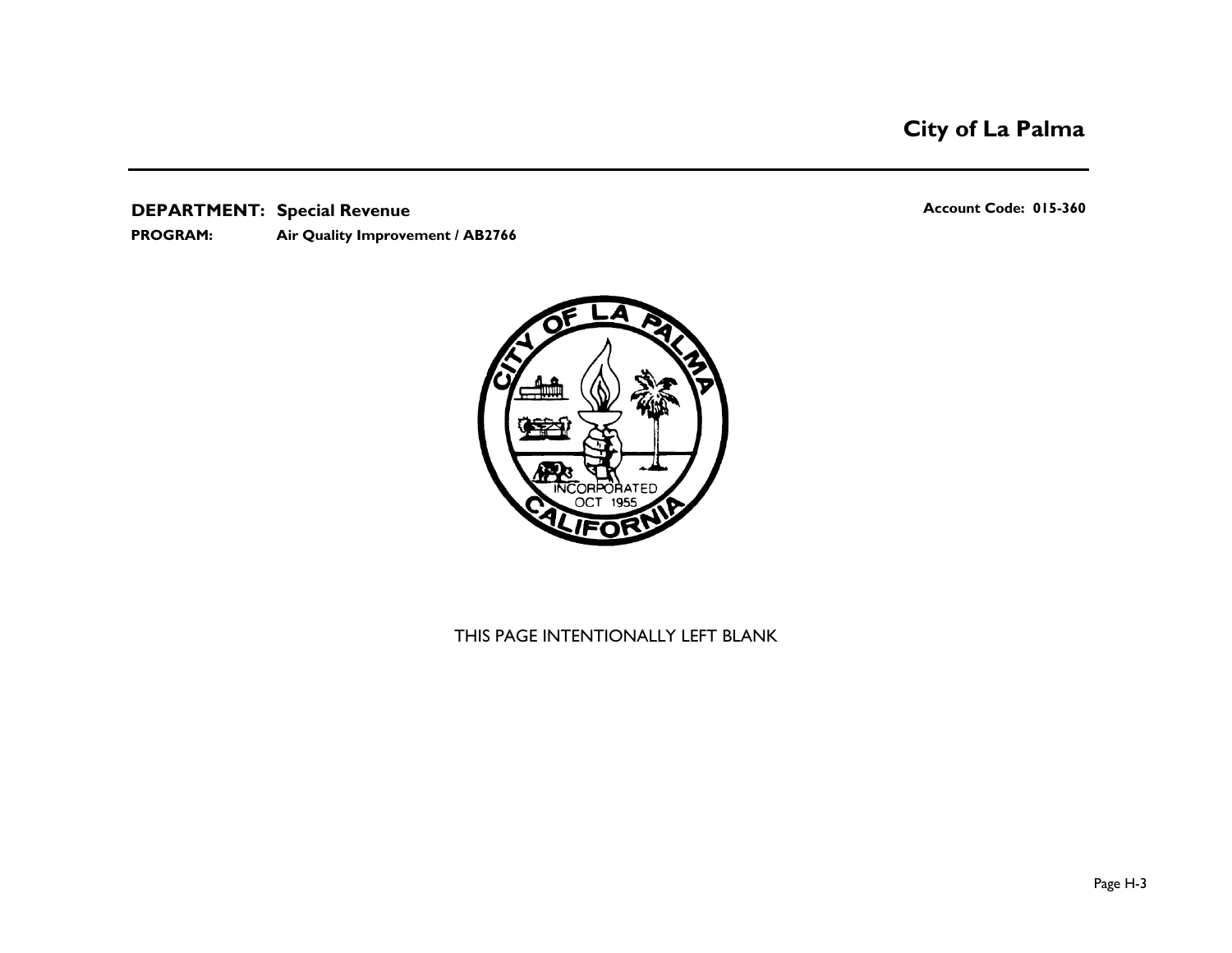**DEPARTMENT: Special Revenue**

**Account Code: 015-360**

**PROGRAM: Air Quality Improvement / AB2766**

THIS PAGE INTENTIONALLY LEFT BLANK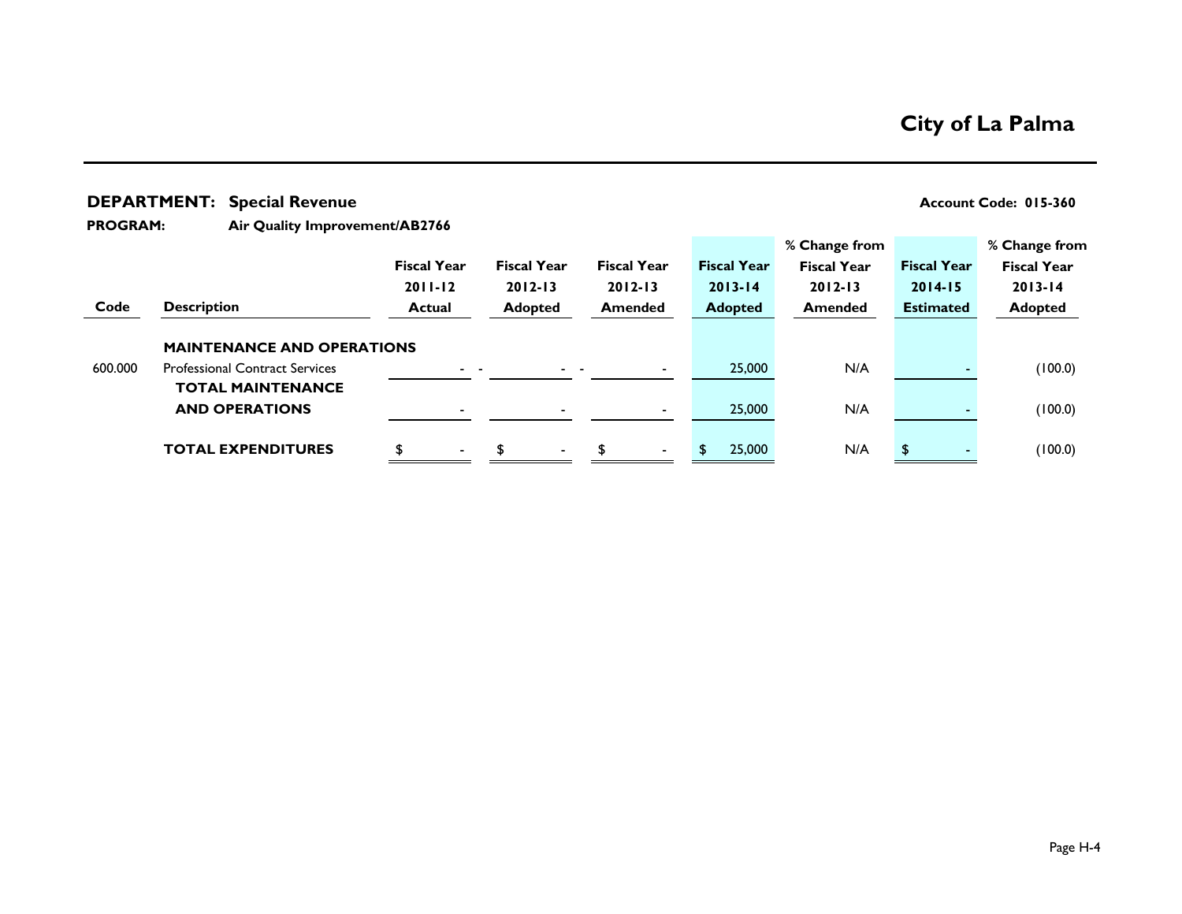# City of La Palma

**DEPARTMENT: Special Revenue** | **Account Code: 015-360**

**PROGRAM: Air Quality Improvement/AB2766**

| Code | Description | Fiscal Year 2011-12 Actual | Fiscal Year 2012-13 Adopted | Fiscal Year 2012-13 Amended | Fiscal Year 2013-14 Adopted | % Change from Fiscal Year 2012-13 Amended | Fiscal Year 2014-15 Estimated | % Change from Fiscal Year 2013-14 Adopted |
|---|---|---|---|---|---|---|---|---|
| | **MAINTENANCE AND OPERATIONS** | | | | | | | |
| 600.000 | Professional Contract Services | - - | - - | - | 25,000 | N/A | - | (100.0) |
| | **TOTAL MAINTENANCE AND OPERATIONS** | - | - | - | 25,000 | N/A | - | (100.0) |
| | **TOTAL EXPENDITURES** | $ - | $ - | $ - | $ 25,000 | N/A | $ - | (100.0) |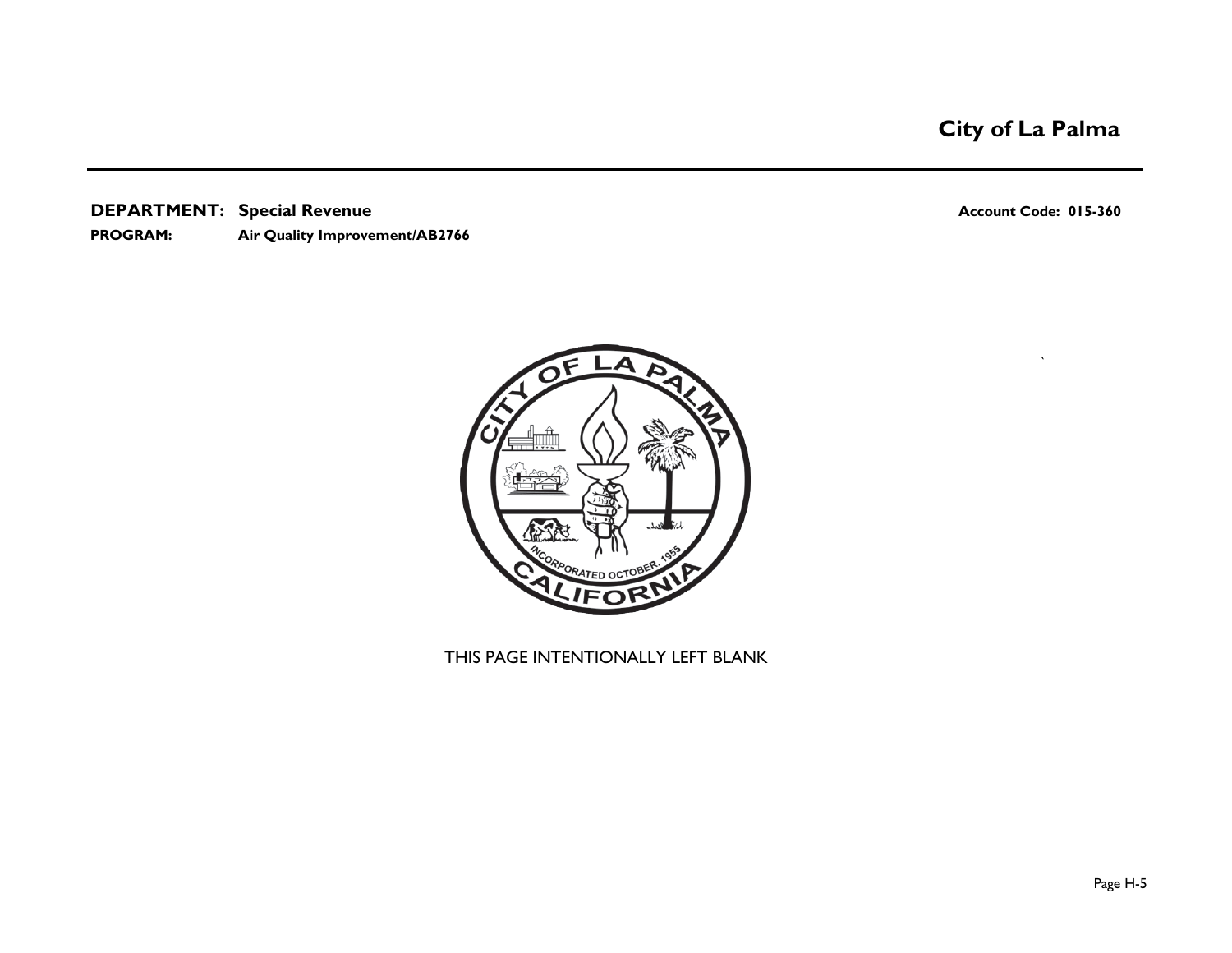**DEPARTMENT: Special Revenue** **Account Code: 015-360**

**PROGRAM: Air Quality Improvement/AB2766**

THIS PAGE INTENTIONALLY LEFT BLANK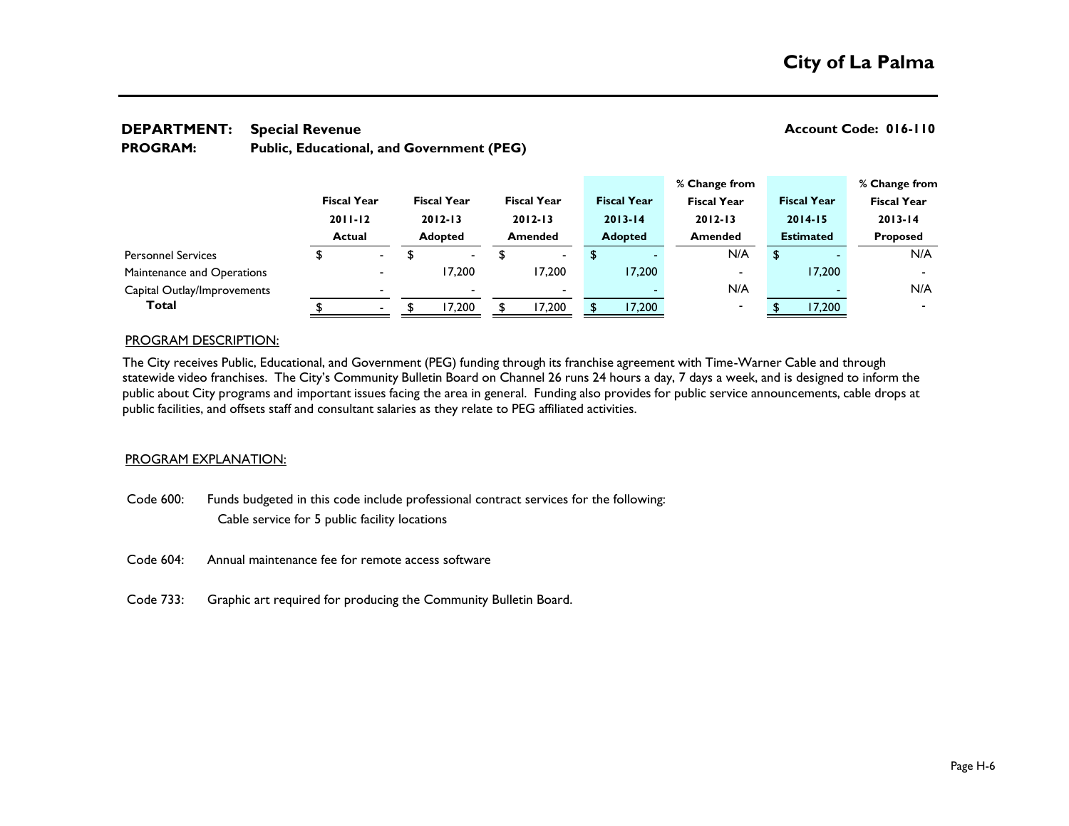# City of La Palma

**DEPARTMENT:** **Special Revenue** **Account Code: 016-110**

**PROGRAM:** **Public, Educational, and Government (PEG)**

| | Fiscal Year 2011-12 Actual | Fiscal Year 2012-13 Adopted | Fiscal Year 2012-13 Amended | Fiscal Year 2013-14 Adopted | % Change from Fiscal Year 2012-13 Amended | Fiscal Year 2014-15 Estimated | % Change from Fiscal Year 2013-14 Proposed |
|---|---|---|---|---|---|---|---|
| Personnel Services | $ - | $ - | $ - | $ - | N/A | $ - | N/A |
| Maintenance and Operations | - | 17,200 | 17,200 | 17,200 | - | 17,200 | - |
| Capital Outlay/Improvements | - | - | - | - | N/A | - | N/A |
| **Total** | $ - | $ 17,200 | $ 17,200 | $ 17,200 | - | $ 17,200 | - |

PROGRAM DESCRIPTION:

The City receives Public, Educational, and Government (PEG) funding through its franchise agreement with Time-Warner Cable and through statewide video franchises. The City's Community Bulletin Board on Channel 26 runs 24 hours a day, 7 days a week, and is designed to inform the public about City programs and important issues facing the area in general. Funding also provides for public service announcements, cable drops at public facilities, and offsets staff and consultant salaries as they relate to PEG affiliated activities.

PROGRAM EXPLANATION:

Code 600: Funds budgeted in this code include professional contract services for the following:
Cable service for 5 public facility locations

Code 604: Annual maintenance fee for remote access software

Code 733: Graphic art required for producing the Community Bulletin Board.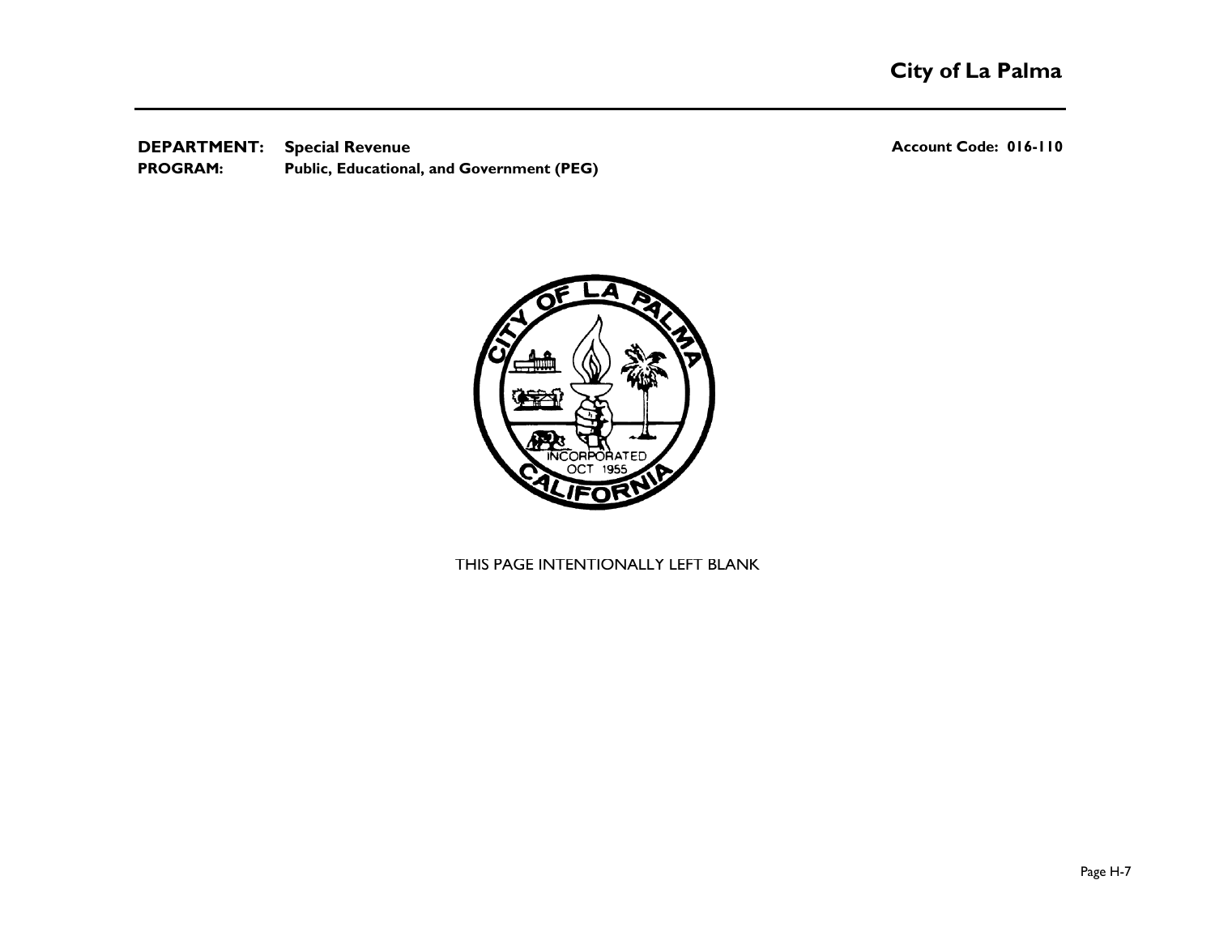**DEPARTMENT:** **Special Revenue** **Account Code: 016-110**
**PROGRAM:** **Public, Educational, and Government (PEG)**

THIS PAGE INTENTIONALLY LEFT BLANK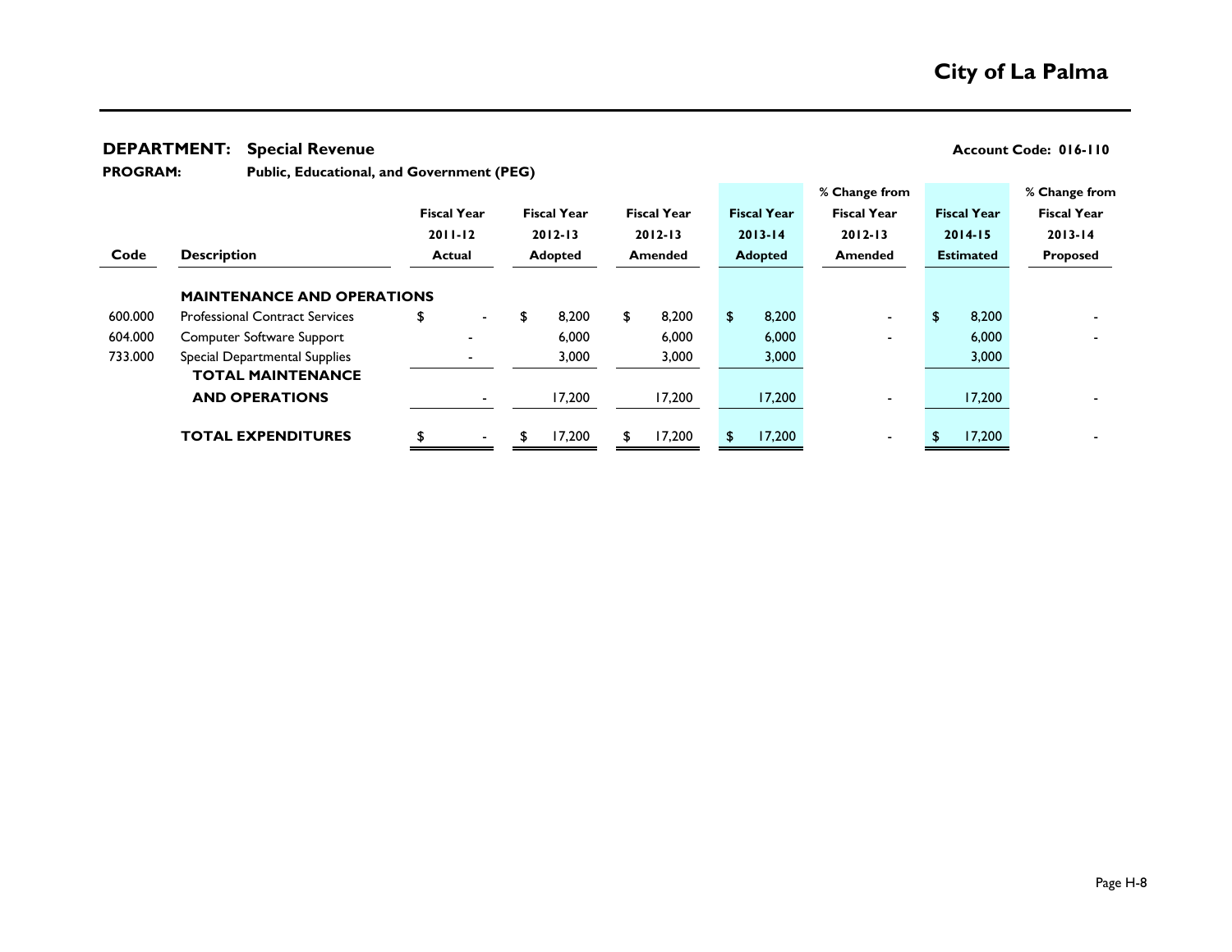# City of La Palma

**DEPARTMENT: Special Revenue** **Account Code: 016-110**

**PROGRAM: Public, Educational, and Government (PEG)**

| Code | Description | Fiscal Year 2011-12 Actual | Fiscal Year 2012-13 Adopted | Fiscal Year 2012-13 Amended | Fiscal Year 2013-14 Adopted | % Change from Fiscal Year 2012-13 Amended | Fiscal Year 2014-15 Estimated | % Change from Fiscal Year 2013-14 Proposed |
|---|---|---|---|---|---|---|---|---|
| | **MAINTENANCE AND OPERATIONS** | | | | | | | |
| 600.000 | Professional Contract Services | $ - | $ 8,200 | $ 8,200 | $ 8,200 | - | $ 8,200 | - |
| 604.000 | Computer Software Support | - | 6,000 | 6,000 | 6,000 | - | 6,000 | - |
| 733.000 | Special Departmental Supplies | - | 3,000 | 3,000 | 3,000 | | 3,000 | |
| | **TOTAL MAINTENANCE AND OPERATIONS** | - | 17,200 | 17,200 | 17,200 | - | 17,200 | - |
| | **TOTAL EXPENDITURES** | $ - | $ 17,200 | $ 17,200 | $ 17,200 | - | $ 17,200 | - |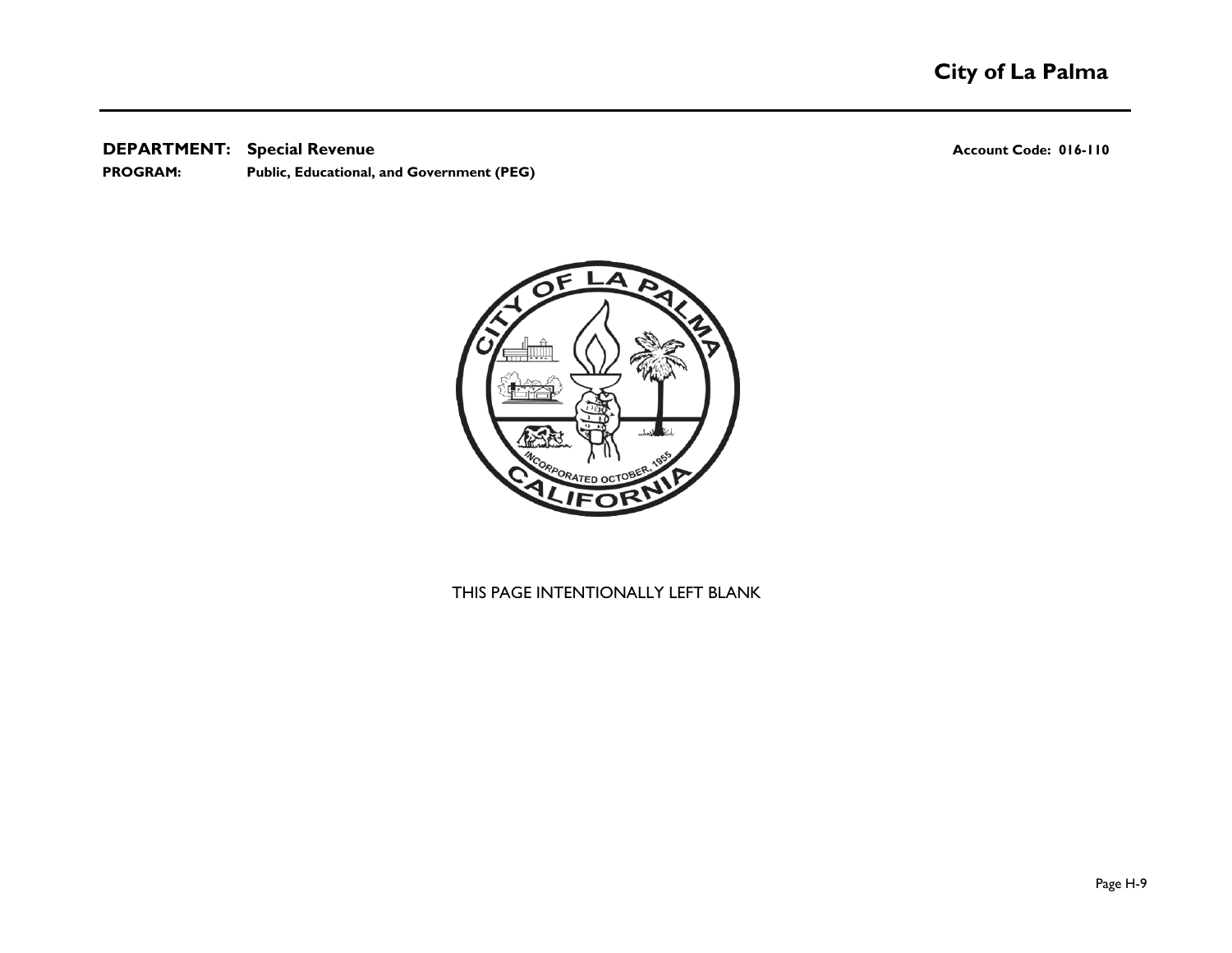**DEPARTMENT:** **Special Revenue** **Account Code: 016-110**

**PROGRAM:** **Public, Educational, and Government (PEG)**

THIS PAGE INTENTIONALLY LEFT BLANK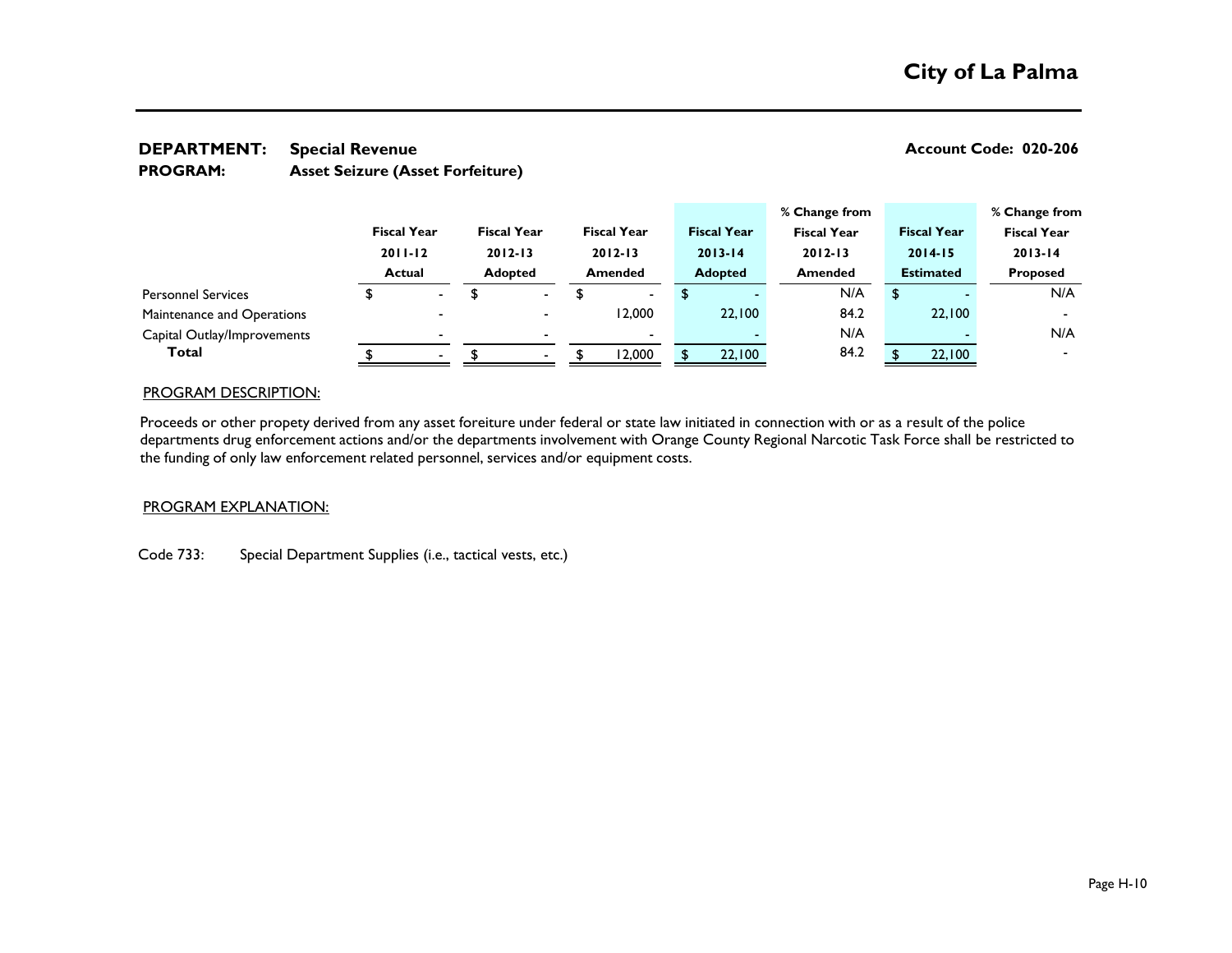# City of La Palma

**DEPARTMENT:** **Special Revenue** **Account Code: 020-206**

**PROGRAM:** **Asset Seizure (Asset Forfeiture)**

| | Fiscal Year 2011-12 Actual | Fiscal Year 2012-13 Adopted | Fiscal Year 2012-13 Amended | Fiscal Year 2013-14 Adopted | % Change from Fiscal Year 2012-13 Amended | Fiscal Year 2014-15 Estimated | % Change from Fiscal Year 2013-14 Proposed |
|---|---|---|---|---|---|---|---|
| Personnel Services | $ - | $ - | $ - | $ - | N/A | $ - | N/A |
| Maintenance and Operations | - | - | 12,000 | 22,100 | 84.2 | 22,100 | - |
| Capital Outlay/Improvements | - | - | - | - | N/A | - | N/A |
| **Total** | $ - | $ - | $ 12,000 | $ 22,100 | 84.2 | $ 22,100 | - |

## PROGRAM DESCRIPTION:

Proceeds or other propety derived from any asset foreiture under federal or state law initiated in connection with or as a result of the police departments drug enforcement actions and/or the departments involvement with Orange County Regional Narcotic Task Force shall be restricted to the funding of only law enforcement related personnel, services and/or equipment costs.

## PROGRAM EXPLANATION:

Code 733: Special Department Supplies (i.e., tactical vests, etc.)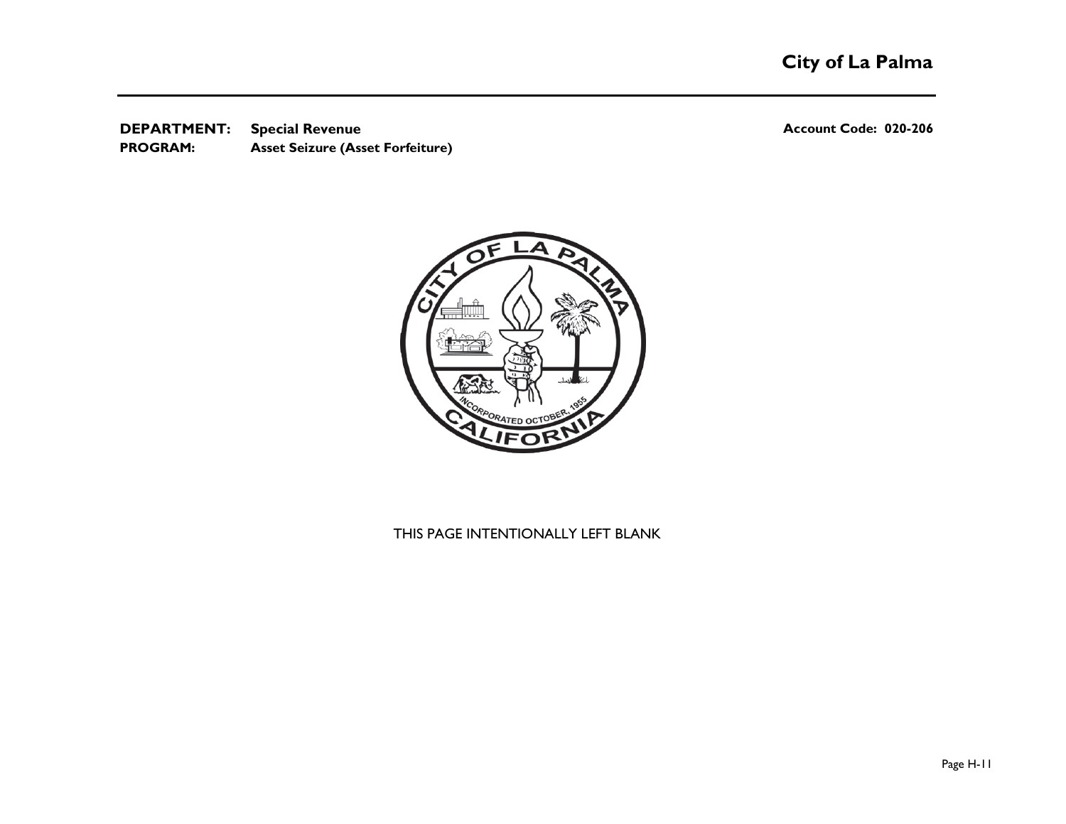**DEPARTMENT:** **Special Revenue** **Account Code: 020-206**
**PROGRAM:** **Asset Seizure (Asset Forfeiture)**

THIS PAGE INTENTIONALLY LEFT BLANK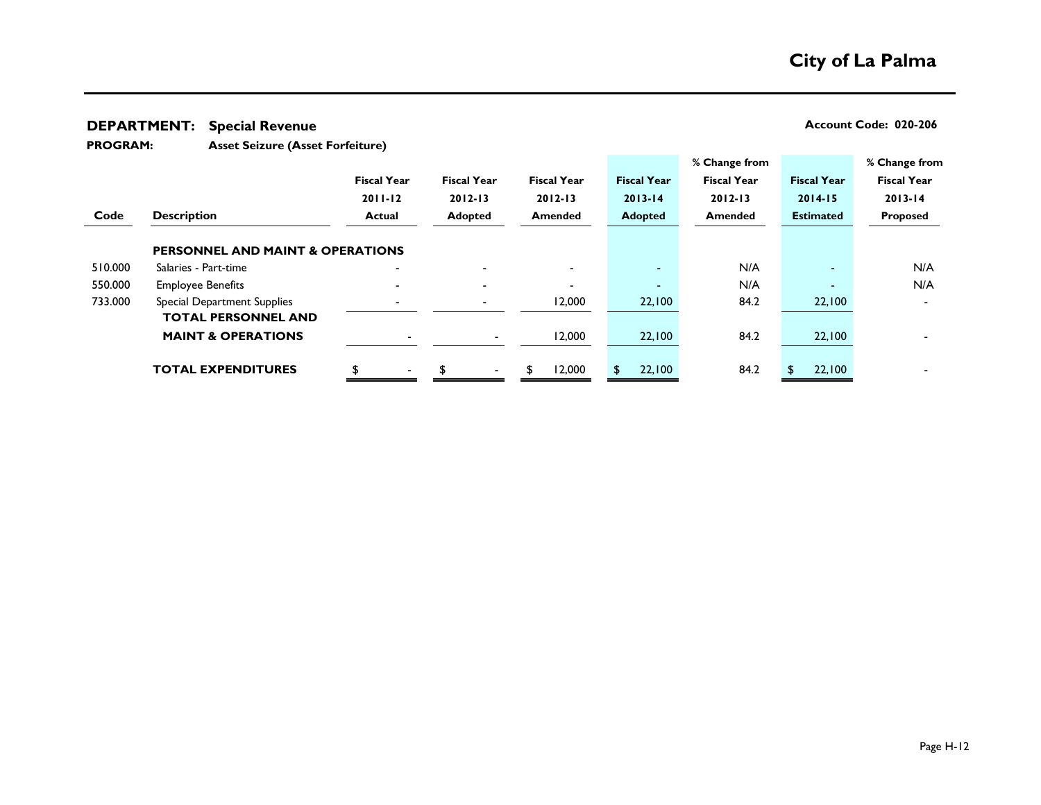# City of La Palma

**DEPARTMENT:** **Special Revenue** **Account Code: 020-206**

**PROGRAM:** **Asset Seizure (Asset Forfeiture)**

| Code | Description | Fiscal Year 2011-12 Actual | Fiscal Year 2012-13 Adopted | Fiscal Year 2012-13 Amended | Fiscal Year 2013-14 Adopted | % Change from Fiscal Year 2012-13 Amended | Fiscal Year 2014-15 Estimated | % Change from Fiscal Year 2013-14 Proposed |
|---|---|---|---|---|---|---|---|---|
| | **PERSONNEL AND MAINT & OPERATIONS** | | | | | | | |
| 510.000 | Salaries - Part-time | - | - | - | - | N/A | - | N/A |
| 550.000 | Employee Benefits | - | - | - | - | N/A | - | N/A |
| 733.000 | Special Department Supplies | - | - | 12,000 | 22,100 | 84.2 | 22,100 | - |
| | **TOTAL PERSONNEL AND MAINT & OPERATIONS** | - | - | 12,000 | 22,100 | 84.2 | 22,100 | - |
| | **TOTAL EXPENDITURES** | $ - | $ - | $ 12,000 | $ 22,100 | 84.2 | $ 22,100 | - |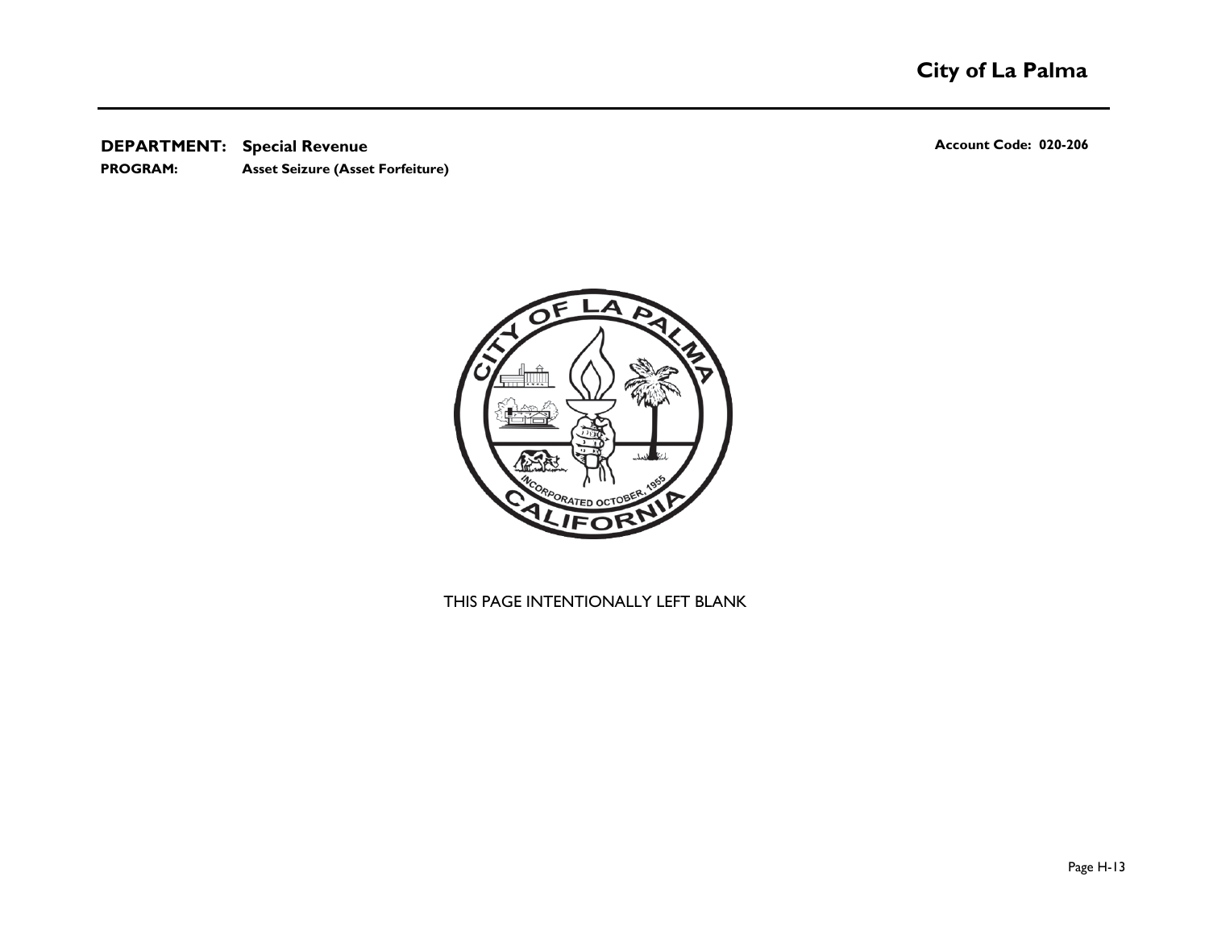**DEPARTMENT: Special Revenue**

**PROGRAM: Asset Seizure (Asset Forfeiture)**

**Account Code: 020-206**

THIS PAGE INTENTIONALLY LEFT BLANK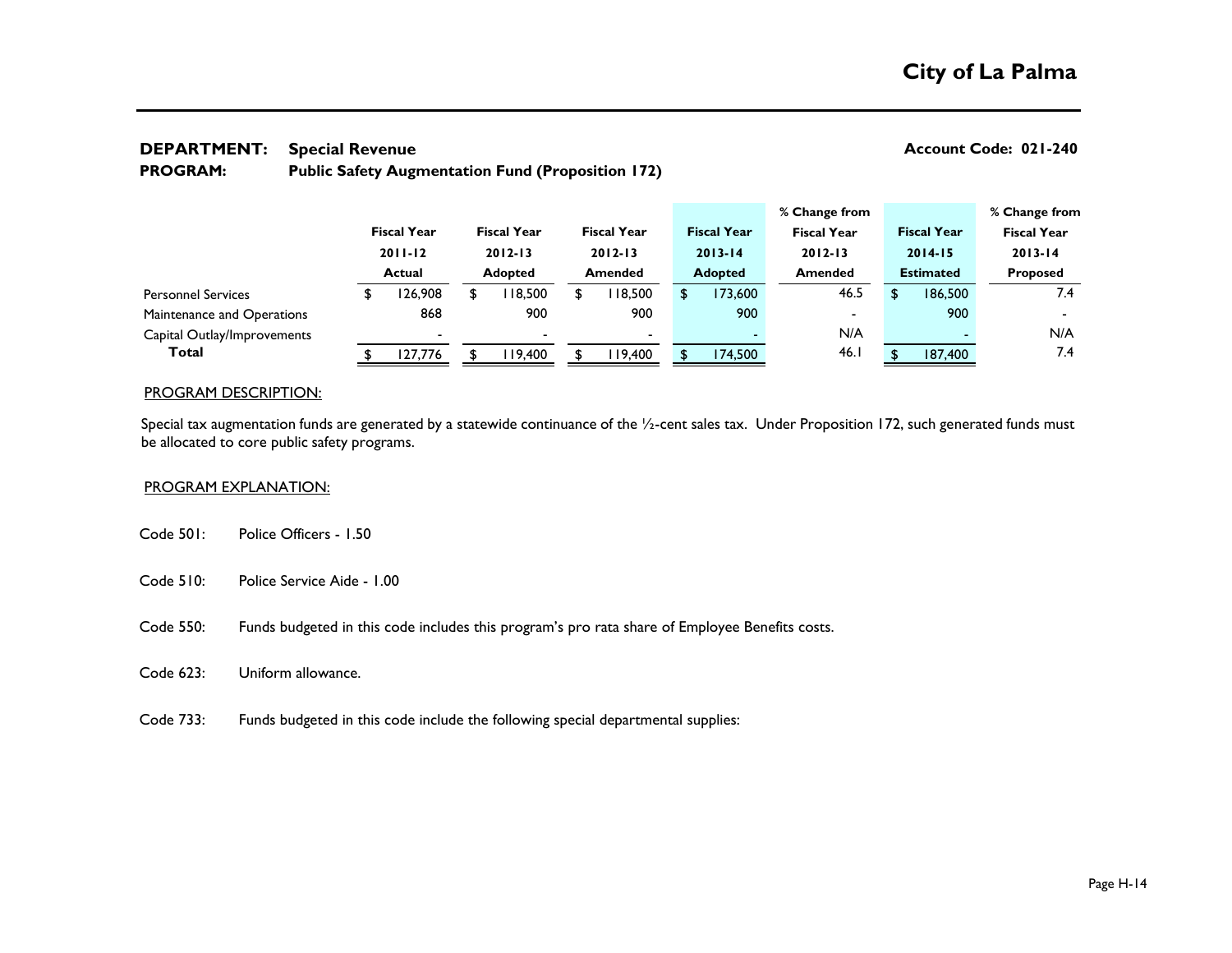# City of La Palma

**DEPARTMENT:** **Special Revenue** **Account Code: 021-240**

**PROGRAM:** **Public Safety Augmentation Fund (Proposition 172)**

| | Fiscal Year 2011-12 Actual | Fiscal Year 2012-13 Adopted | Fiscal Year 2012-13 Amended | Fiscal Year 2013-14 Adopted | % Change from Fiscal Year 2012-13 Amended | Fiscal Year 2014-15 Estimated | % Change from Fiscal Year 2013-14 Proposed |
|---|---|---|---|---|---|---|---|
| Personnel Services | $ 126,908 | $ 118,500 | $ 118,500 | $ 173,600 | 46.5 | $ 186,500 | 7.4 |
| Maintenance and Operations | 868 | 900 | 900 | 900 | - | 900 | - |
| Capital Outlay/Improvements | - | - | - | - | N/A | - | N/A |
| **Total** | $ 127,776 | $ 119,400 | $ 119,400 | $ 174,500 | 46.1 | $ 187,400 | 7.4 |

PROGRAM DESCRIPTION:

Special tax augmentation funds are generated by a statewide continuance of the ½-cent sales tax. Under Proposition 172, such generated funds must be allocated to core public safety programs.

PROGRAM EXPLANATION:

Code 501: Police Officers - 1.50

Code 510: Police Service Aide - 1.00

Code 550: Funds budgeted in this code includes this program's pro rata share of Employee Benefits costs.

Code 623: Uniform allowance.

Code 733: Funds budgeted in this code include the following special departmental supplies: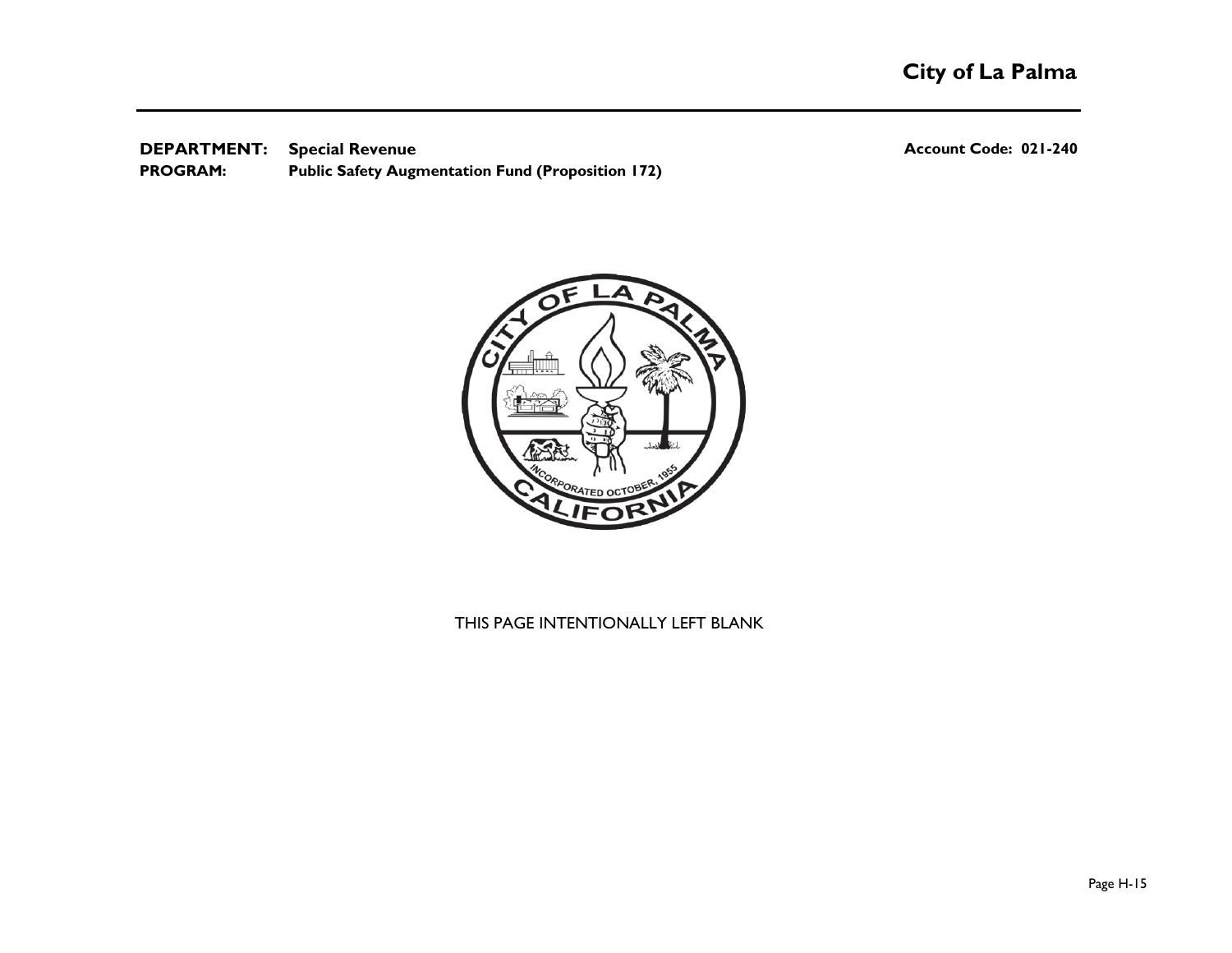**DEPARTMENT:** **Special Revenue** **Account Code: 021-240**
**PROGRAM:** **Public Safety Augmentation Fund (Proposition 172)**

THIS PAGE INTENTIONALLY LEFT BLANK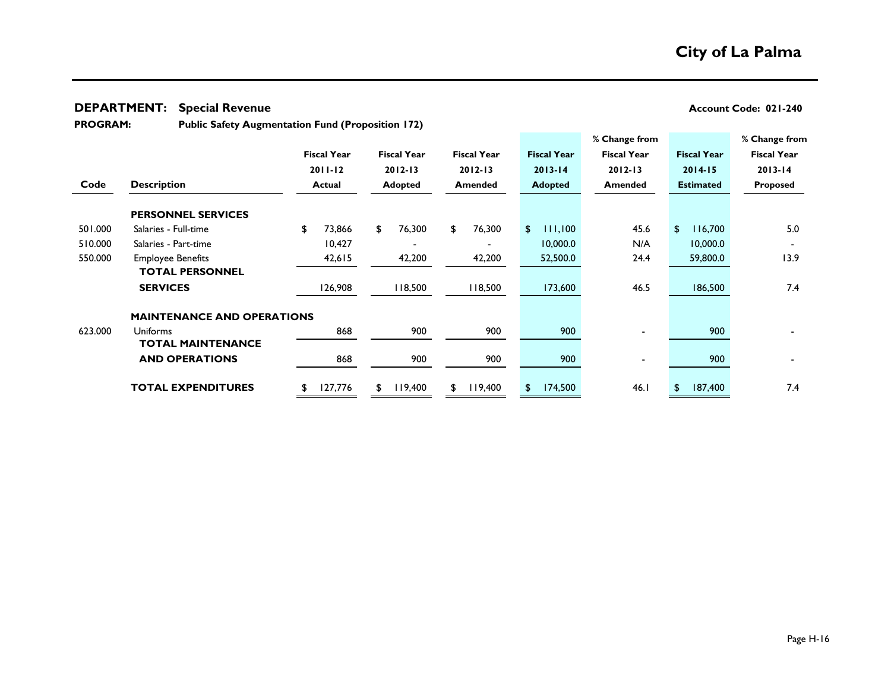# City of La Palma

**DEPARTMENT: Special Revenue** **Account Code: 021-240**

**PROGRAM: Public Safety Augmentation Fund (Proposition 172)**

| Code | Description | Fiscal Year 2011-12 Actual | Fiscal Year 2012-13 Adopted | Fiscal Year 2012-13 Amended | Fiscal Year 2013-14 Adopted | % Change from Fiscal Year 2012-13 Amended | Fiscal Year 2014-15 Estimated | % Change from Fiscal Year 2013-14 Proposed |
|---|---|---|---|---|---|---|---|---|
| | **PERSONNEL SERVICES** | | | | | | | |
| 501.000 | Salaries - Full-time | $ 73,866 | $ 76,300 | $ 76,300 | $ 111,100 | 45.6 | $ 116,700 | 5.0 |
| 510.000 | Salaries - Part-time | 10,427 | - | - | 10,000.0 | N/A | 10,000.0 | - |
| 550.000 | Employee Benefits | 42,615 | 42,200 | 42,200 | 52,500.0 | 24.4 | 59,800.0 | 13.9 |
| | **TOTAL PERSONNEL SERVICES** | 126,908 | 118,500 | 118,500 | 173,600 | 46.5 | 186,500 | 7.4 |
| | **MAINTENANCE AND OPERATIONS** | | | | | | | |
| 623.000 | Uniforms | 868 | 900 | 900 | 900 | - | 900 | - |
| | **TOTAL MAINTENANCE AND OPERATIONS** | 868 | 900 | 900 | 900 | - | 900 | - |
| | **TOTAL EXPENDITURES** | $ 127,776 | $ 119,400 | $ 119,400 | $ 174,500 | 46.1 | $ 187,400 | 7.4 |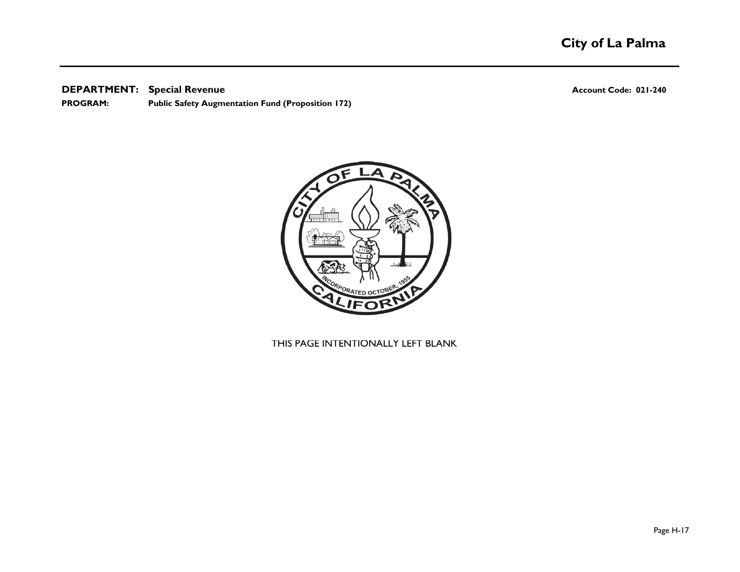**DEPARTMENT:** **Special Revenue** **Account Code: 021-240**

**PROGRAM:** **Public Safety Augmentation Fund (Proposition 172)**

THIS PAGE INTENTIONALLY LEFT BLANK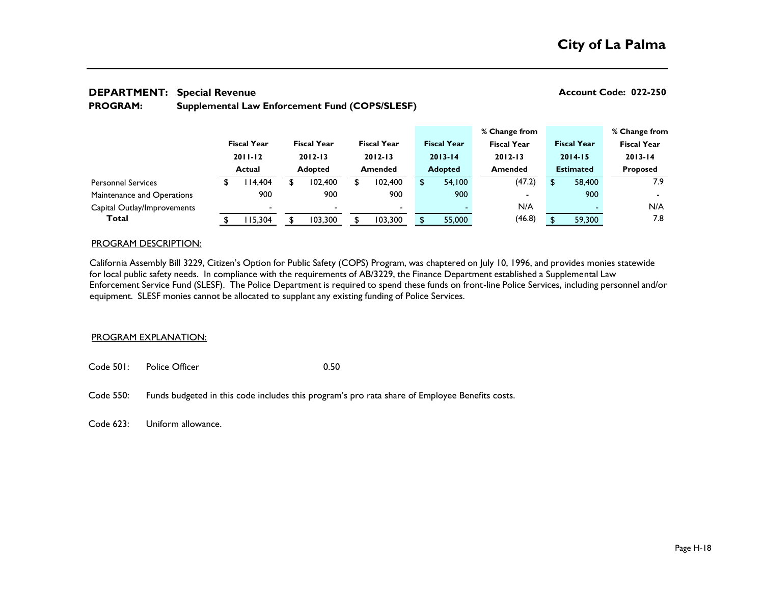# City of La Palma

**DEPARTMENT:** **Special Revenue** **Account Code: 022-250**

**PROGRAM:** **Supplemental Law Enforcement Fund (COPS/SLESF)**

| | Fiscal Year 2011-12 Actual | Fiscal Year 2012-13 Adopted | Fiscal Year 2012-13 Amended | Fiscal Year 2013-14 Adopted | % Change from Fiscal Year 2012-13 Amended | Fiscal Year 2014-15 Estimated | % Change from Fiscal Year 2013-14 Proposed |
|---|---|---|---|---|---|---|---|
| Personnel Services | $ 114,404 | $ 102,400 | $ 102,400 | $ 54,100 | (47.2) | $ 58,400 | 7.9 |
| Maintenance and Operations | 900 | 900 | 900 | 900 | - | 900 | - |
| Capital Outlay/Improvements | - | - | - | - | N/A | - | N/A |
| **Total** | $ 115,304 | $ 103,300 | $ 103,300 | $ 55,000 | (46.8) | $ 59,300 | 7.8 |

PROGRAM DESCRIPTION:

California Assembly Bill 3229, Citizen's Option for Public Safety (COPS) Program, was chaptered on July 10, 1996, and provides monies statewide for local public safety needs. In compliance with the requirements of AB/3229, the Finance Department established a Supplemental Law Enforcement Service Fund (SLESF). The Police Department is required to spend these funds on front-line Police Services, including personnel and/or equipment. SLESF monies cannot be allocated to supplant any existing funding of Police Services.

PROGRAM EXPLANATION:

Code 501: Police Officer 0.50

Code 550: Funds budgeted in this code includes this program's pro rata share of Employee Benefits costs.

Code 623: Uniform allowance.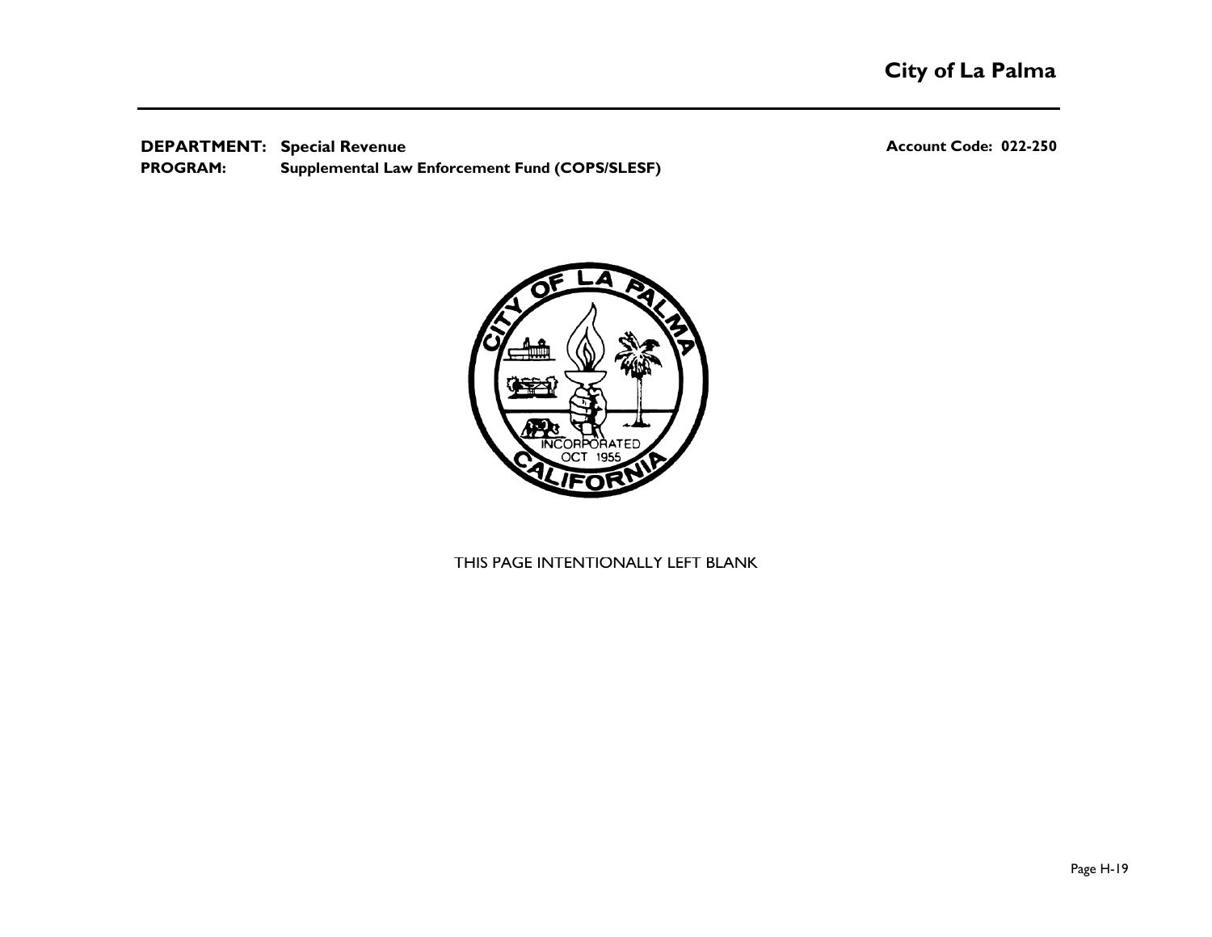**DEPARTMENT:** **Special Revenue** **Account Code: 022-250**
**PROGRAM:** **Supplemental Law Enforcement Fund (COPS/SLESF)**

THIS PAGE INTENTIONALLY LEFT BLANK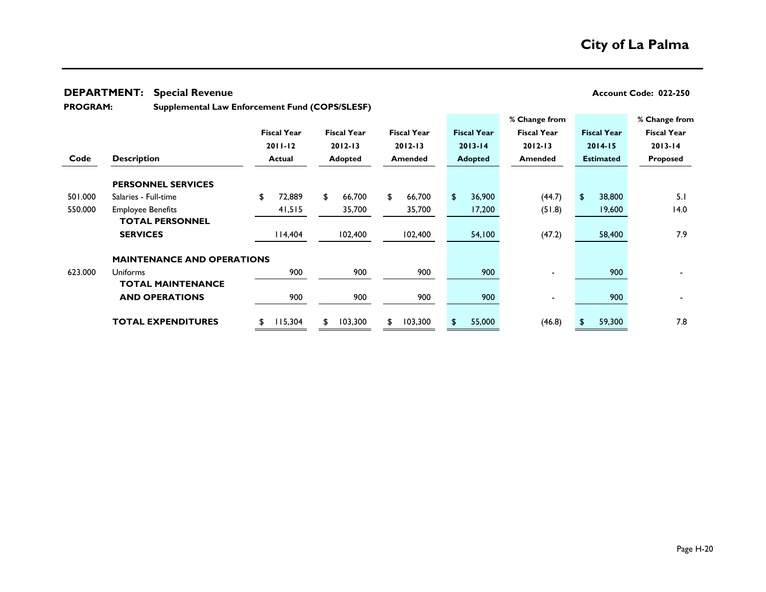**DEPARTMENT: Special Revenue** — **Account Code: 022-250**

**PROGRAM: Supplemental Law Enforcement Fund (COPS/SLESF)**

| Code | Description | Fiscal Year 2011-12 Actual | Fiscal Year 2012-13 Adopted | Fiscal Year 2012-13 Amended | Fiscal Year 2013-14 Adopted | % Change from Fiscal Year 2012-13 Amended | Fiscal Year 2014-15 Estimated | % Change from Fiscal Year 2013-14 Proposed |
|---|---|---|---|---|---|---|---|---|
| | **PERSONNEL SERVICES** | | | | | | | |
| 501.000 | Salaries - Full-time | $ 72,889 | $ 66,700 | $ 66,700 | $ 36,900 | (44.7) | $ 38,800 | 5.1 |
| 550.000 | Employee Benefits | 41,515 | 35,700 | 35,700 | 17,200 | (51.8) | 19,600 | 14.0 |
| | **TOTAL PERSONNEL SERVICES** | 114,404 | 102,400 | 102,400 | 54,100 | (47.2) | 58,400 | 7.9 |
| | **MAINTENANCE AND OPERATIONS** | | | | | | | |
| 623.000 | Uniforms | 900 | 900 | 900 | 900 | - | 900 | - |
| | **TOTAL MAINTENANCE AND OPERATIONS** | 900 | 900 | 900 | 900 | - | 900 | - |
| | **TOTAL EXPENDITURES** | $ 115,304 | $ 103,300 | $ 103,300 | $ 55,000 | (46.8) | $ 59,300 | 7.8 |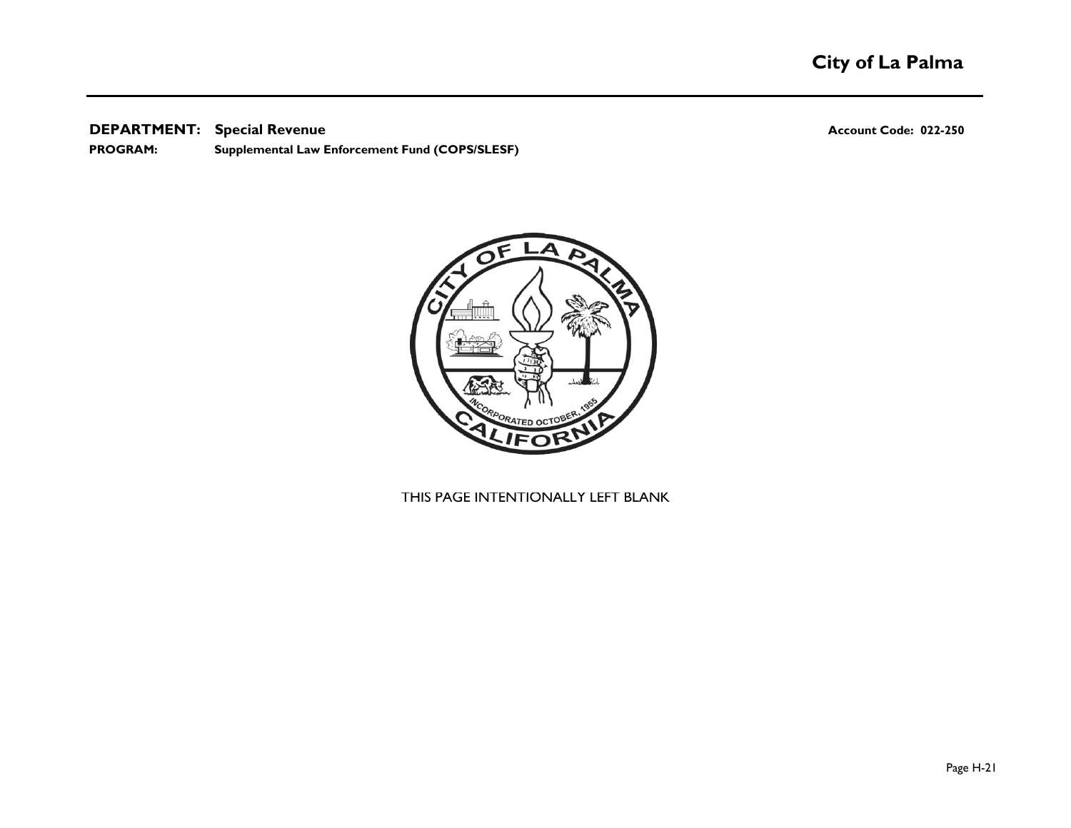**DEPARTMENT: Special Revenue** **Account Code: 022-250**

**PROGRAM: Supplemental Law Enforcement Fund (COPS/SLESF)**

THIS PAGE INTENTIONALLY LEFT BLANK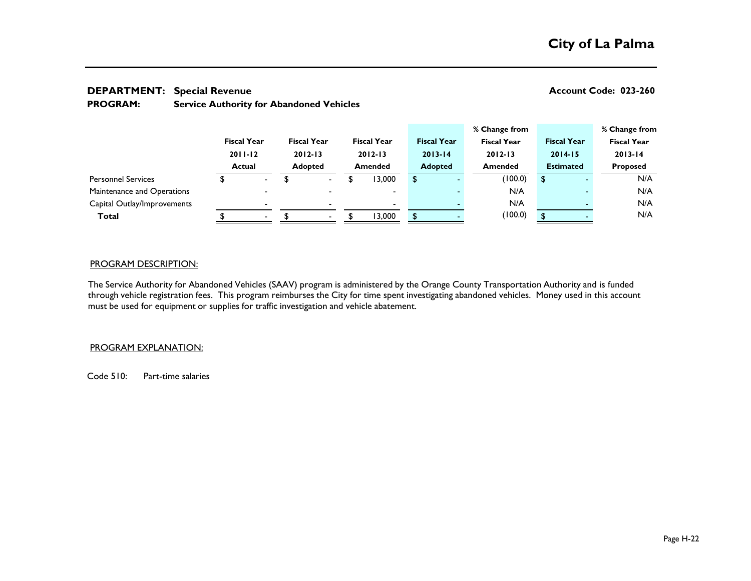# City of La Palma

**DEPARTMENT:** **Special Revenue** **Account Code: 023-260**

**PROGRAM:** **Service Authority for Abandoned Vehicles**

| | Fiscal Year 2011-12 Actual | Fiscal Year 2012-13 Adopted | Fiscal Year 2012-13 Amended | Fiscal Year 2013-14 Adopted | % Change from Fiscal Year 2012-13 Amended | Fiscal Year 2014-15 Estimated | % Change from Fiscal Year 2013-14 Proposed |
|---|---|---|---|---|---|---|---|
| Personnel Services | $ - | $ - | $ 13,000 | $ - | (100.0) | $ - | N/A |
| Maintenance and Operations | - | - | - | - | N/A | - | N/A |
| Capital Outlay/Improvements | - | - | - | - | N/A | - | N/A |
| **Total** | $ - | $ - | $ 13,000 | $ - | (100.0) | $ - | N/A |

PROGRAM DESCRIPTION:

The Service Authority for Abandoned Vehicles (SAAV) program is administered by the Orange County Transportation Authority and is funded through vehicle registration fees. This program reimburses the City for time spent investigating abandoned vehicles. Money used in this account must be used for equipment or supplies for traffic investigation and vehicle abatement.

PROGRAM EXPLANATION:

Code 510: Part-time salaries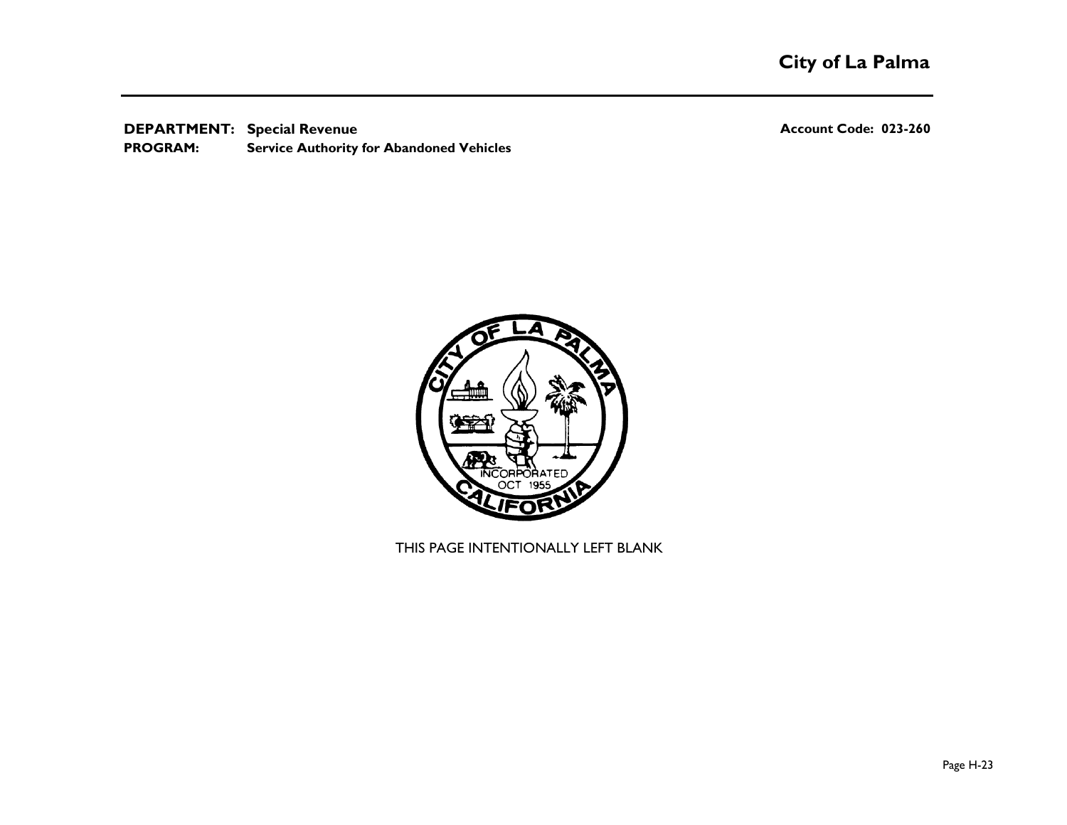**DEPARTMENT:** **Special Revenue** **Account Code: 023-260**
**PROGRAM:** **Service Authority for Abandoned Vehicles**

THIS PAGE INTENTIONALLY LEFT BLANK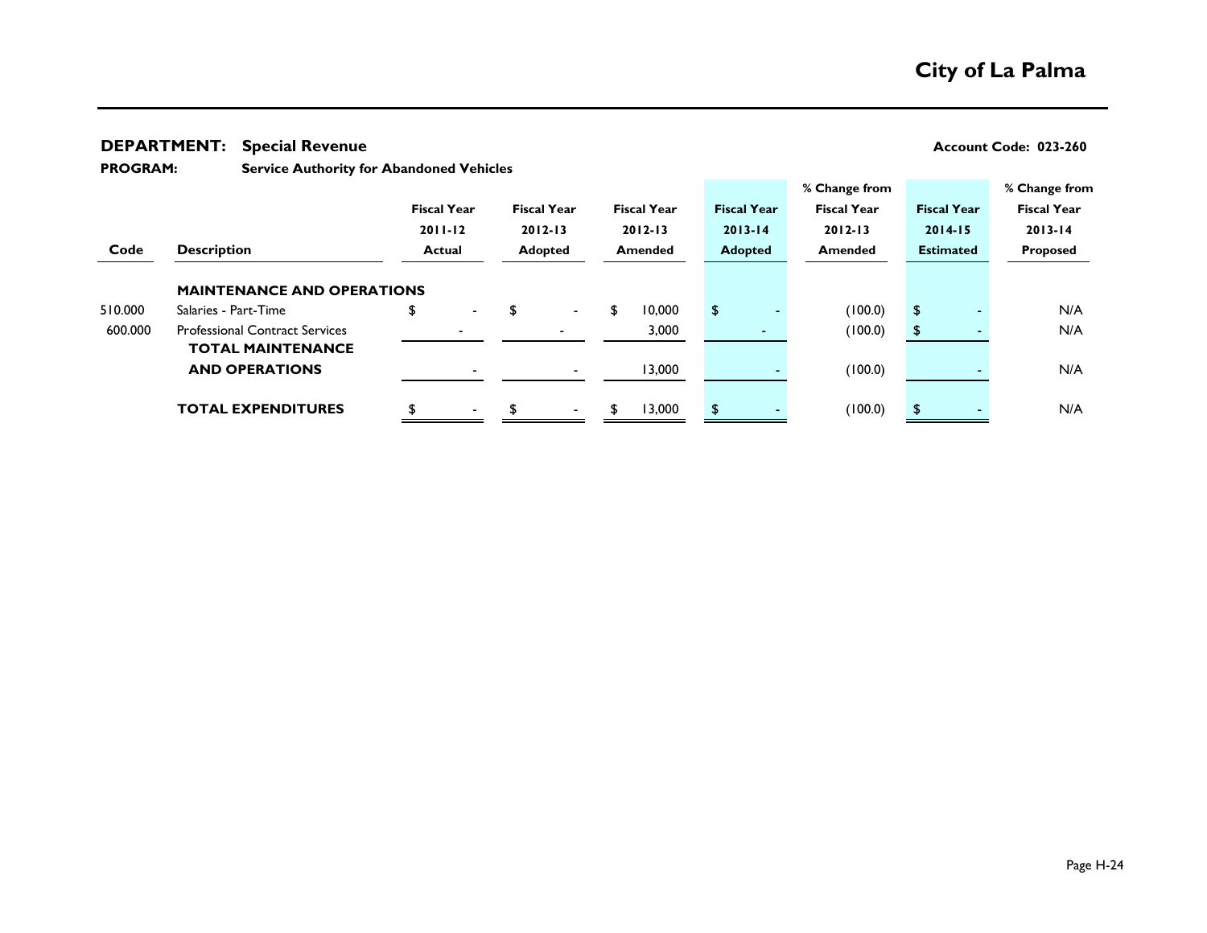## City of La Palma

**DEPARTMENT: Special Revenue** **Account Code: 023-260**

**PROGRAM: Service Authority for Abandoned Vehicles**

| Code | Description | Fiscal Year 2011-12 Actual | Fiscal Year 2012-13 Adopted | Fiscal Year 2012-13 Amended | Fiscal Year 2013-14 Adopted | % Change from Fiscal Year 2012-13 Amended | Fiscal Year 2014-15 Estimated | % Change from Fiscal Year 2013-14 Proposed |
|---|---|---|---|---|---|---|---|---|
| | **MAINTENANCE AND OPERATIONS** | | | | | | | |
| 510.000 | Salaries - Part-Time | $ - | $ - | $ 10,000 | $ - | (100.0) | $ - | N/A |
| 600.000 | Professional Contract Services | - | - | 3,000 | - | (100.0) | $ - | N/A |
| | **TOTAL MAINTENANCE AND OPERATIONS** | - | - | 13,000 | - | (100.0) | - | N/A |
| | **TOTAL EXPENDITURES** | $ - | $ - | $ 13,000 | $ - | (100.0) | $ - | N/A |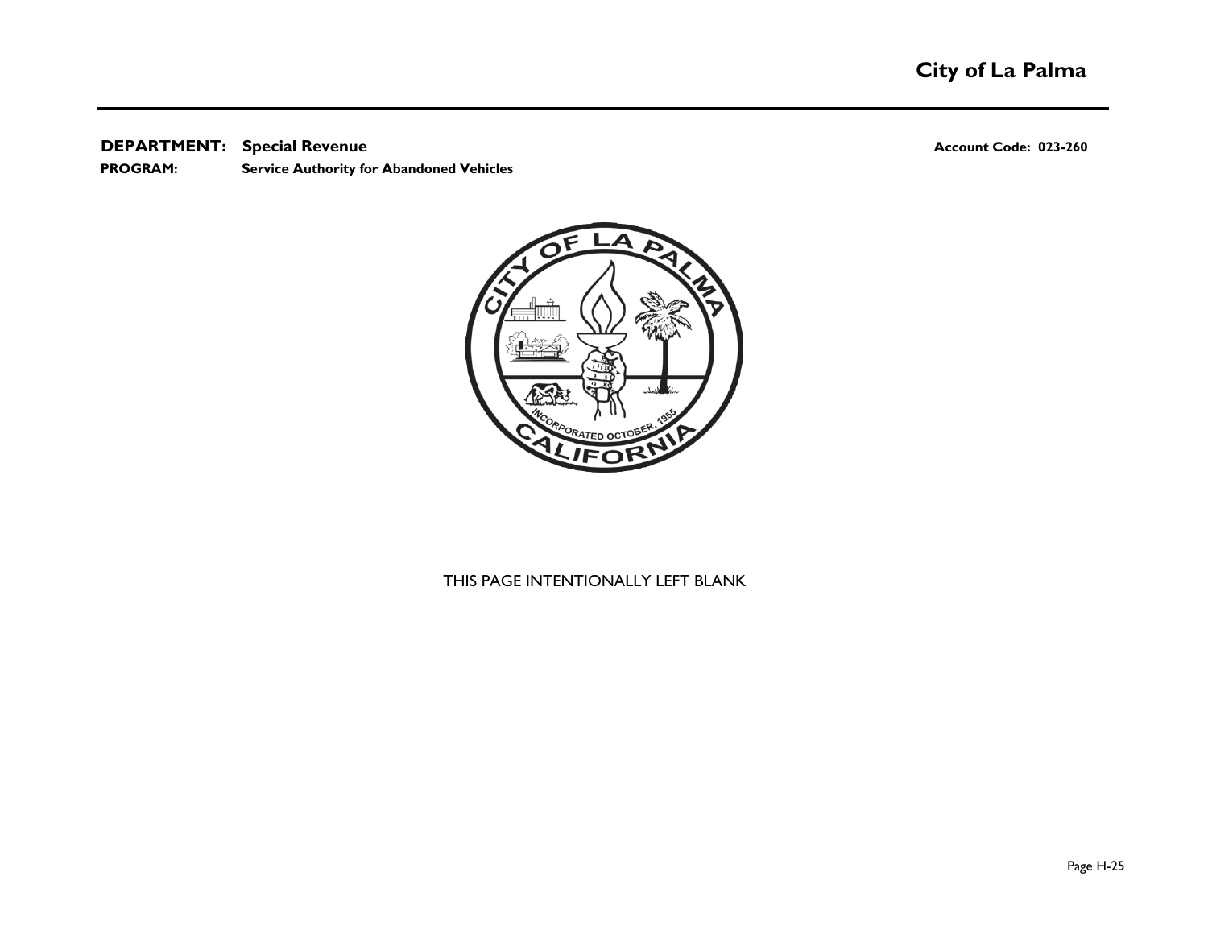**DEPARTMENT:** **Special Revenue** **Account Code: 023-260**

**PROGRAM:** **Service Authority for Abandoned Vehicles**

THIS PAGE INTENTIONALLY LEFT BLANK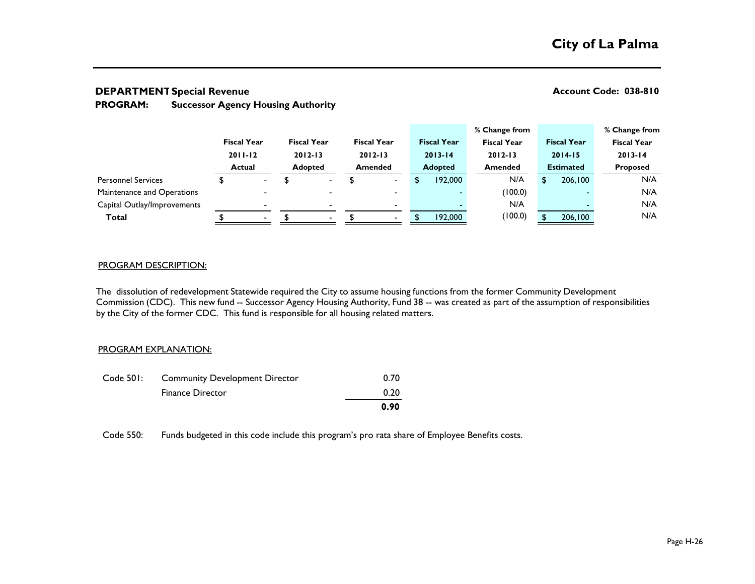# City of La Palma

**DEPARTMENT Special Revenue** **Account Code: 038-810**

**PROGRAM: Successor Agency Housing Authority**

| | Fiscal Year 2011-12 Actual | Fiscal Year 2012-13 Adopted | Fiscal Year 2012-13 Amended | Fiscal Year 2013-14 Adopted | % Change from Fiscal Year 2012-13 Amended | Fiscal Year 2014-15 Estimated | % Change from Fiscal Year 2013-14 Proposed |
|---|---|---|---|---|---|---|---|
| Personnel Services | $ - | $ - | $ - | $ 192,000 | N/A | $ 206,100 | N/A |
| Maintenance and Operations | - | - | - | - | (100.0) | - | N/A |
| Capital Outlay/Improvements | - | - | - | - | N/A | - | N/A |
| **Total** | $ - | $ - | $ - | $ 192,000 | (100.0) | $ 206,100 | N/A |

PROGRAM DESCRIPTION:

The dissolution of redevelopment Statewide required the City to assume housing functions from the former Community Development Commission (CDC). This new fund -- Successor Agency Housing Authority, Fund 38 -- was created as part of the assumption of responsibilities by the City of the former CDC. This fund is responsible for all housing related matters.

PROGRAM EXPLANATION:

| | | |
|---|---|---|
| Code 501: | Community Development Director | 0.70 |
| | Finance Director | 0.20 |
| | | **0.90** |

Code 550: Funds budgeted in this code include this program's pro rata share of Employee Benefits costs.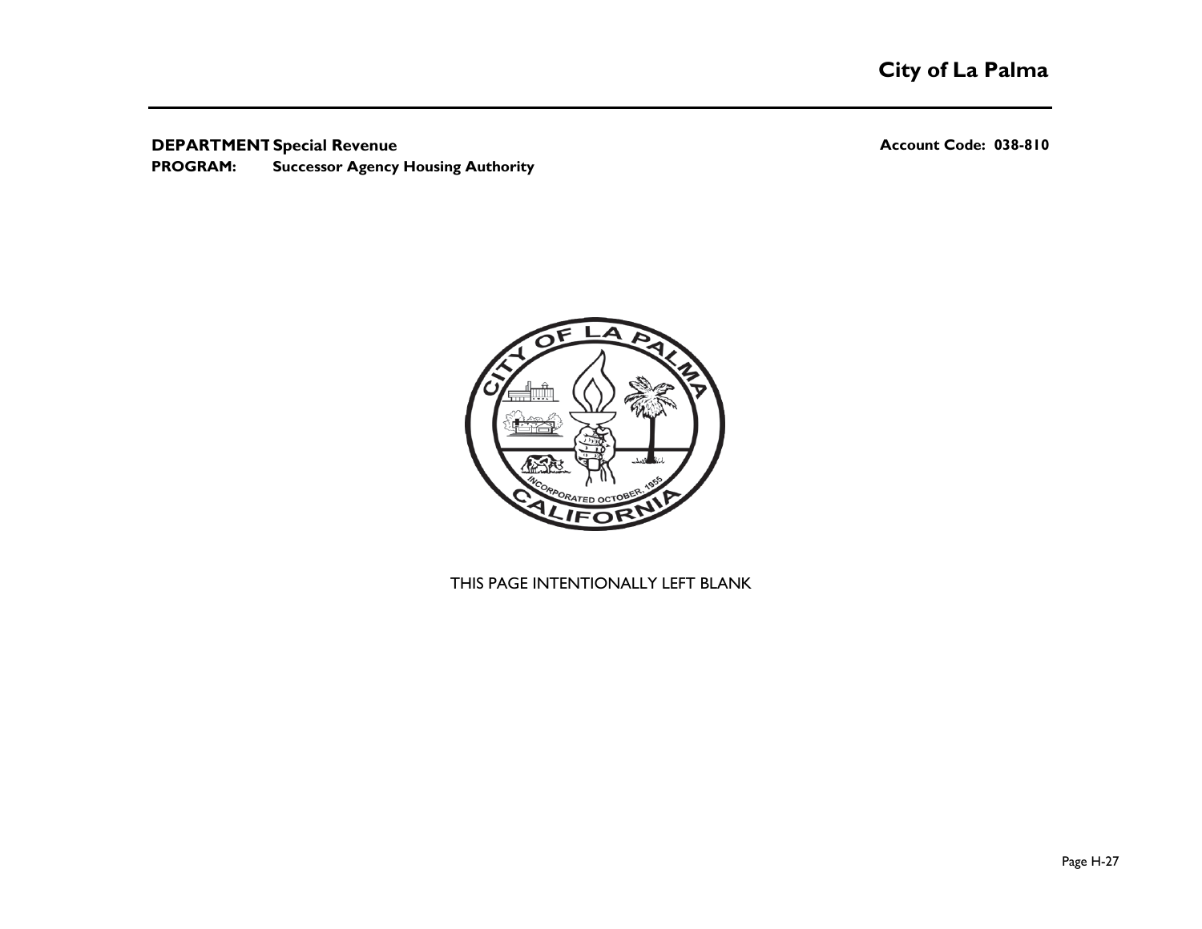**DEPARTMENT** **Special Revenue** **Account Code: 038-810**

**PROGRAM:** **Successor Agency Housing Authority**

THIS PAGE INTENTIONALLY LEFT BLANK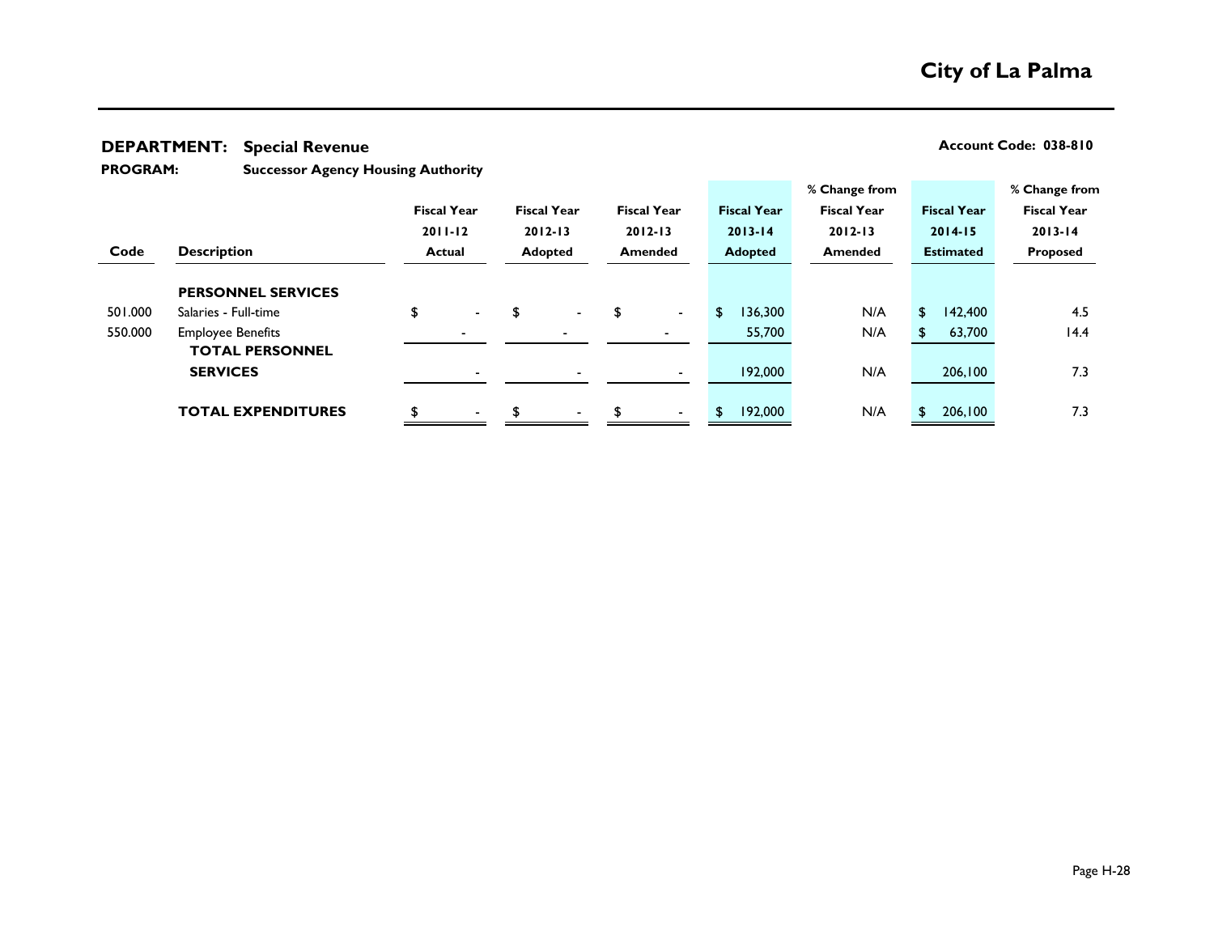# City of La Palma

**DEPARTMENT: Special Revenue** **Account Code: 038-810**

**PROGRAM: Successor Agency Housing Authority**

| Code | Description | Fiscal Year 2011-12 Actual | Fiscal Year 2012-13 Adopted | Fiscal Year 2012-13 Amended | Fiscal Year 2013-14 Adopted | % Change from Fiscal Year 2012-13 Amended | Fiscal Year 2014-15 Estimated | % Change from Fiscal Year 2013-14 Proposed |
|---|---|---|---|---|---|---|---|---|
| | **PERSONNEL SERVICES** | | | | | | | |
| 501.000 | Salaries - Full-time | $ - | $ - | $ - | $ 136,300 | N/A | $ 142,400 | 4.5 |
| 550.000 | Employee Benefits | - | - | - | 55,700 | N/A | $ 63,700 | 14.4 |
| | **TOTAL PERSONNEL SERVICES** | - | - | - | 192,000 | N/A | 206,100 | 7.3 |
| | **TOTAL EXPENDITURES** | $ - | $ - | $ - | $ 192,000 | N/A | $ 206,100 | 7.3 |